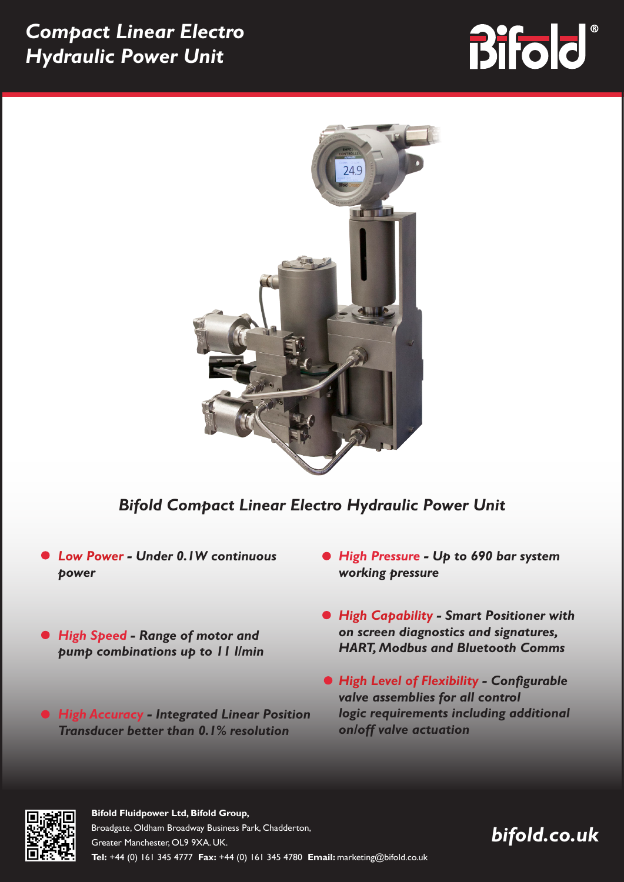# Compact Linear Electro Hydraulic Power Unit

Bifold®

*Bifold Compact Linear Electro Hydraulic Power Unit*

- ***Low Power** - Under 0.1W continuous power*
- ***High Speed** - Range of motor and pump combinations up to 11 l/min*
- ***High Accuracy** - Integrated Linear Position Transducer better than 0.1% resolution*
- ***High Pressure** - Up to 690 bar system working pressure*
- ***High Capability** - Smart Positioner with on screen diagnostics and signatures, HART, Modbus and Bluetooth Comms*
- ***High Level of Flexibility** - Configurable valve assemblies for all control logic requirements including additional on/off valve actuation*

**Bifold Fluidpower Ltd, Bifold Group,**
Broadgate, Oldham Broadway Business Park, Chadderton,
Greater Manchester, OL9 9XA. UK.
**Tel:** +44 (0) 161 345 4777 **Fax:** +44 (0) 161 345 4780 **Email:** marketing@bifold.co.uk

***bifold.co.uk***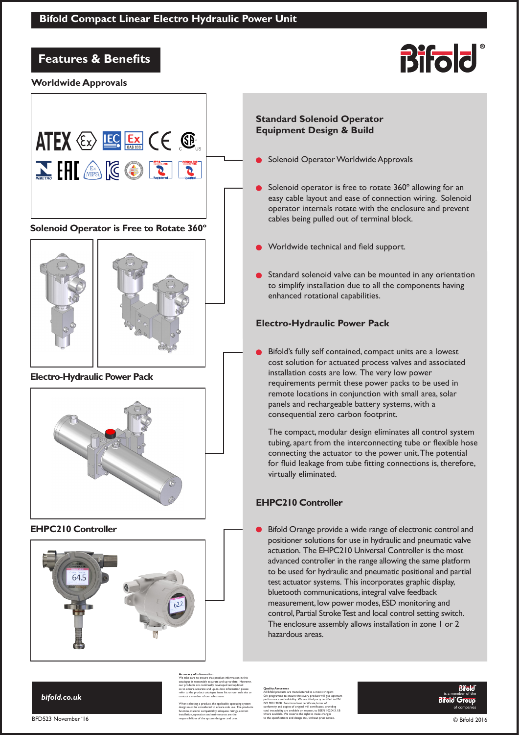# Bifold Compact Linear Electro Hydraulic Power Unit

## Features & Benefits

### Worldwide Approvals

### Solenoid Operator is Free to Rotate 360°

### Electro-Hydraulic Power Pack

### EHPC210 Controller

### Standard Solenoid Operator Equipment Design & Build

- Solenoid Operator Worldwide Approvals
- Solenoid operator is free to rotate 360° allowing for an easy cable layout and ease of connection wiring. Solenoid operator internals rotate with the enclosure and prevent cables being pulled out of terminal block.
- Worldwide technical and field support.
- Standard solenoid valve can be mounted in any orientation to simplify installation due to all the components having enhanced rotational capabilities.

### Electro-Hydraulic Power Pack

- Bifold's fully self contained, compact units are a lowest cost solution for actuated process valves and associated installation costs are low. The very low power requirements permit these power packs to be used in remote locations in conjunction with small area, solar panels and rechargeable battery systems, with a consequential zero carbon footprint.

  The compact, modular design eliminates all control system tubing, apart from the interconnecting tube or flexible hose connecting the actuator to the power unit. The potential for fluid leakage from tube fitting connections is, therefore, virtually eliminated.

### EHPC210 Controller

- Bifold Orange provide a wide range of electronic control and positioner solutions for use in hydraulic and pneumatic valve actuation. The EHPC210 Universal Controller is the most advanced controller in the range allowing the same platform to be used for hydraulic and pneumatic positional and partial test actuator systems. This incorporates graphic display, bluetooth communications, integral valve feedback measurement, low power modes, ESD monitoring and control, Partial Stroke Test and local control setting switch. The enclosure assembly allows installation in zone 1 or 2 hazardous areas.

**Accuracy of information**
We take care to ensure that product information in this catalogue is reasonably accurate and up-to-date. However, our products are continually developed and updated so to ensure accurate and up-to-date information please refer to the product catalogue issue list on our web site or contact a member of our sales team.

When selecting a product, the applicable operating system design must be considered to ensure safe use. The products function, material compatibility, adequate ratings, correct installation, operation and maintenance are the responsibilities of the system designer and user.

**Quality Assurance**
All Bifold products are manufactured to a most stringent QA programme to ensure that every product will give optimum performance and reliability. We are third party certified to EN ISO 9001:2008. Functional test certificate, letter of conformity and copies of original mill certificates, providing total traceability are available on request, to BSEN 10204.3.1.B where available. We reserve the right to make changes to the specifications and design etc., without prior notice.

*bifold.co.uk*

BFD523 November '16

Bifold is a member of the Bifold Group of companies

© Bifold 2016